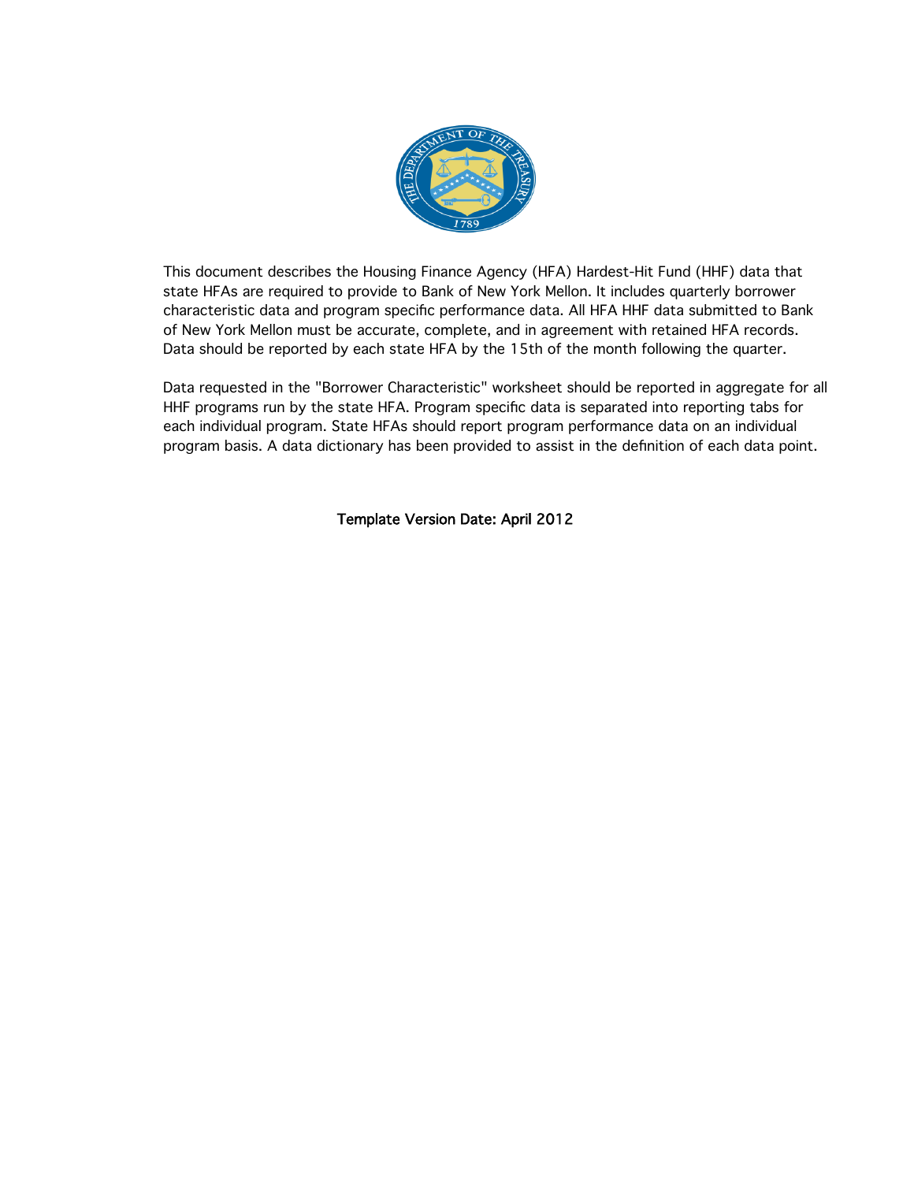This document describes the Housing Finance Agency (HFA) Hardest-Hit Fund (HHF) data that state HFAs are required to provide to Bank of New York Mellon. It includes quarterly borrower characteristic data and program specific performance data. All HFA HHF data submitted to Bank of New York Mellon must be accurate, complete, and in agreement with retained HFA records. Data should be reported by each state HFA by the 15th of the month following the quarter.

Data requested in the "Borrower Characteristic" worksheet should be reported in aggregate for all HHF programs run by the state HFA. Program specific data is separated into reporting tabs for each individual program. State HFAs should report program performance data on an individual program basis. A data dictionary has been provided to assist in the definition of each data point.

Template Version Date: April 2012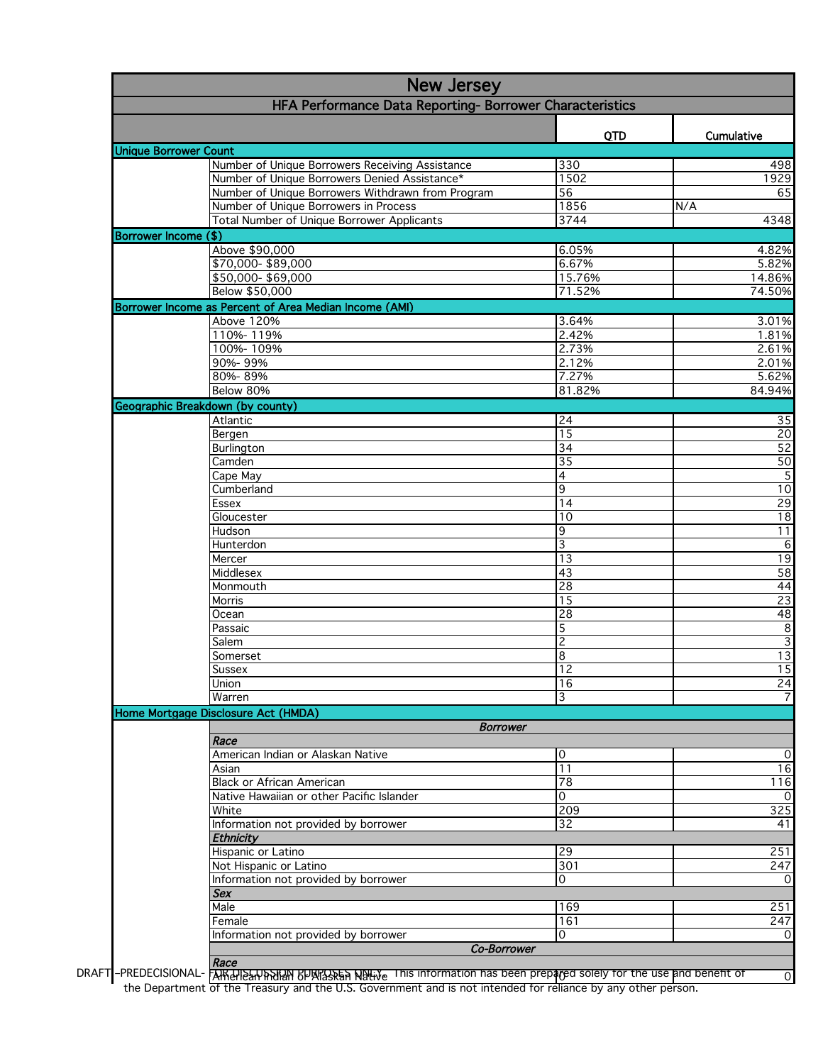# New Jersey

## HFA Performance Data Reporting- Borrower Characteristics

| | | QTD | Cumulative |
|---|---|---|---|
| **Unique Borrower Count** | | | |
| | Number of Unique Borrowers Receiving Assistance | 330 | 498 |
| | Number of Unique Borrowers Denied Assistance* | 1502 | 1929 |
| | Number of Unique Borrowers Withdrawn from Program | 56 | 65 |
| | Number of Unique Borrowers in Process | 1856 | N/A |
| | Total Number of Unique Borrower Applicants | 3744 | 4348 |
| **Borrower Income ($)** | | | |
| | Above $90,000 | 6.05% | 4.82% |
| | $70,000- $89,000 | 6.67% | 5.82% |
| | $50,000- $69,000 | 15.76% | 14.86% |
| | Below $50,000 | 71.52% | 74.50% |
| **Borrower Income as Percent of Area Median Income (AMI)** | | | |
| | Above 120% | 3.64% | 3.01% |
| | 110%- 119% | 2.42% | 1.81% |
| | 100%- 109% | 2.73% | 2.61% |
| | 90%- 99% | 2.12% | 2.01% |
| | 80%- 89% | 7.27% | 5.62% |
| | Below 80% | 81.82% | 84.94% |
| **Geographic Breakdown (by county)** | | | |
| | Atlantic | 24 | 35 |
| | Bergen | 15 | 20 |
| | Burlington | 34 | 52 |
| | Camden | 35 | 50 |
| | Cape May | 4 | 5 |
| | Cumberland | 9 | 10 |
| | Essex | 14 | 29 |
| | Gloucester | 10 | 18 |
| | Hudson | 9 | 11 |
| | Hunterdon | 3 | 6 |
| | Mercer | 13 | 19 |
| | Middlesex | 43 | 58 |
| | Monmouth | 28 | 44 |
| | Morris | 15 | 23 |
| | Ocean | 28 | 48 |
| | Passaic | 5 | 8 |
| | Salem | 2 | 3 |
| | Somerset | 8 | 13 |
| | Sussex | 12 | 15 |
| | Union | 16 | 24 |
| | Warren | 3 | 7 |
| **Home Mortgage Disclosure Act (HMDA)** | | | |
| | ***Borrower*** | | |
| | ***Race*** | | |
| | American Indian or Alaskan Native | 0 | 0 |
| | Asian | 11 | 16 |
| | Black or African American | 78 | 116 |
| | Native Hawaiian or other Pacific Islander | 0 | 0 |
| | White | 209 | 325 |
| | Information not provided by borrower | 32 | 41 |
| | ***Ethnicity*** | | |
| | Hispanic or Latino | 29 | 251 |
| | Not Hispanic or Latino | 301 | 247 |
| | Information not provided by borrower | 0 | 0 |
| | ***Sex*** | | |
| | Male | 169 | 251 |
| | Female | 161 | 247 |
| | Information not provided by borrower | 0 | 0 |
| | ***Co-Borrower*** | | |
| | ***Race*** | | |
| | American Indian or Alaskan Native | 0 | 0 |

DRAFT –PREDECISIONAL- FOR DISCUSSION PURPOSES ONLY. This information has been prepared solely for the use and benefit of the Department of the Treasury and the U.S. Government and is not intended for reliance by any other person.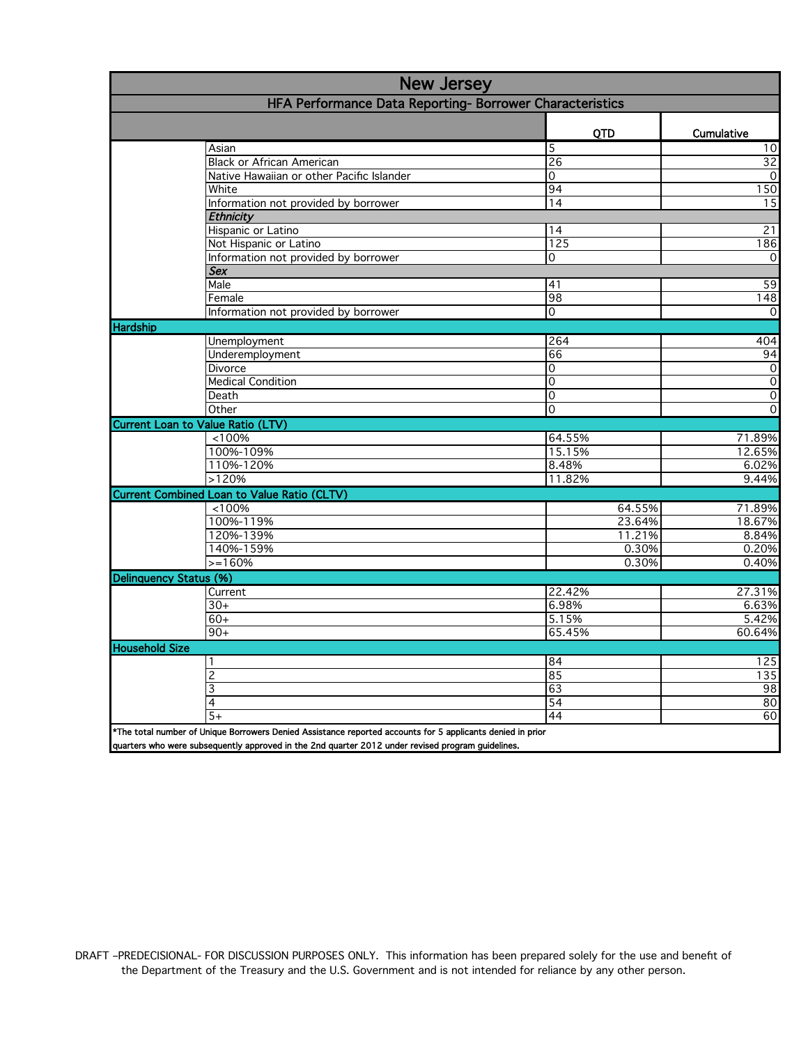# New Jersey

## HFA Performance Data Reporting- Borrower Characteristics

| | | QTD | Cumulative |
|---|---|---|---|
| | Asian | 5 | 10 |
| | Black or African American | 26 | 32 |
| | Native Hawaiian or other Pacific Islander | 0 | 0 |
| | White | 94 | 150 |
| | Information not provided by borrower | 14 | 15 |
| | ***Ethnicity*** | | |
| | Hispanic or Latino | 14 | 21 |
| | Not Hispanic or Latino | 125 | 186 |
| | Information not provided by borrower | 0 | 0 |
| | ***Sex*** | | |
| | Male | 41 | 59 |
| | Female | 98 | 148 |
| | Information not provided by borrower | 0 | 0 |
| **Hardship** | | | |
| | Unemployment | 264 | 404 |
| | Underemployment | 66 | 94 |
| | Divorce | 0 | 0 |
| | Medical Condition | 0 | 0 |
| | Death | 0 | 0 |
| | Other | 0 | 0 |
| **Current Loan to Value Ratio (LTV)** | | | |
| | <100% | 64.55% | 71.89% |
| | 100%-109% | 15.15% | 12.65% |
| | 110%-120% | 8.48% | 6.02% |
| | >120% | 11.82% | 9.44% |
| **Current Combined Loan to Value Ratio (CLTV)** | | | |
| | <100% | 64.55% | 71.89% |
| | 100%-119% | 23.64% | 18.67% |
| | 120%-139% | 11.21% | 8.84% |
| | 140%-159% | 0.30% | 0.20% |
| | >=160% | 0.30% | 0.40% |
| **Delinquency Status (%)** | | | |
| | Current | 22.42% | 27.31% |
| | 30+ | 6.98% | 6.63% |
| | 60+ | 5.15% | 5.42% |
| | 90+ | 65.45% | 60.64% |
| **Household Size** | | | |
| | 1 | 84 | 125 |
| | 2 | 85 | 135 |
| | 3 | 63 | 98 |
| | 4 | 54 | 80 |
| | 5+ | 44 | 60 |

*The total number of Unique Borrowers Denied Assistance reported accounts for 5 applicants denied in prior quarters who were subsequently approved in the 2nd quarter 2012 under revised program guidelines.

DRAFT –PREDECISIONAL- FOR DISCUSSION PURPOSES ONLY. This information has been prepared solely for the use and benefit of the Department of the Treasury and the U.S. Government and is not intended for reliance by any other person.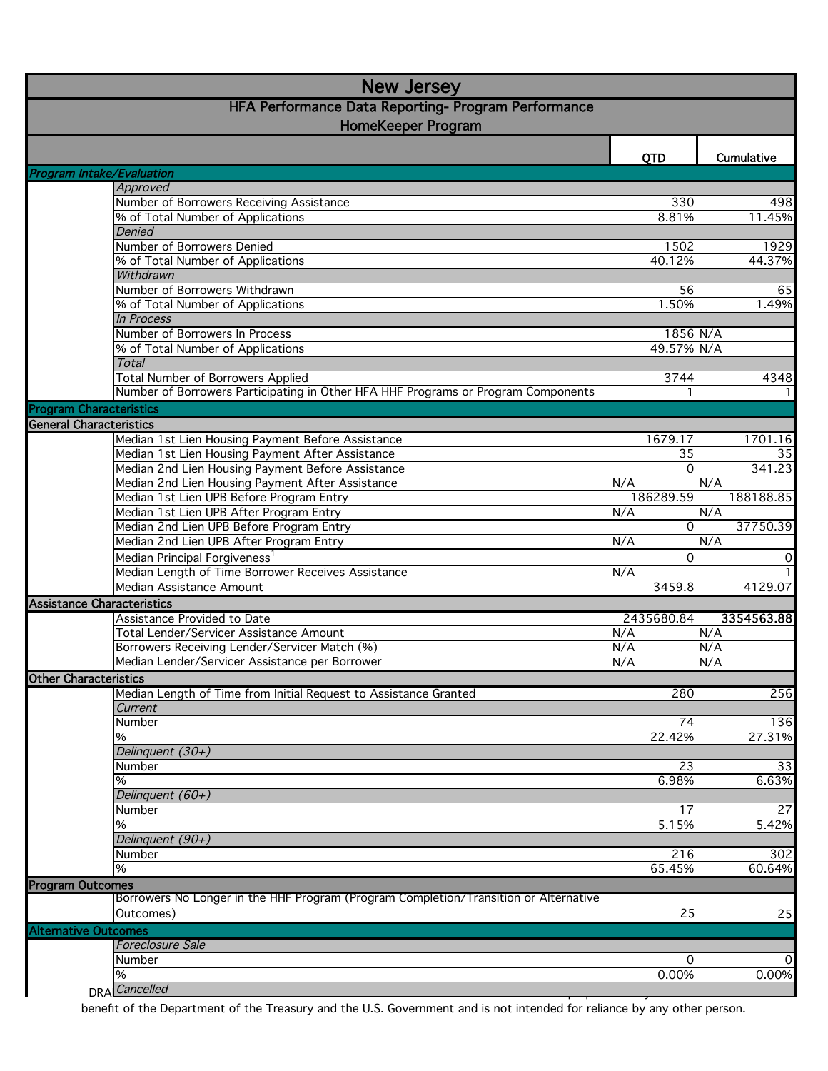# New Jersey

## HFA Performance Data Reporting- Program Performance

### HomeKeeper Program

| | QTD | Cumulative |
|---|---|---|
| ***Program Intake/Evaluation*** | | |
| *Approved* | | |
| Number of Borrowers Receiving Assistance | 330 | 498 |
| % of Total Number of Applications | 8.81% | 11.45% |
| *Denied* | | |
| Number of Borrowers Denied | 1502 | 1929 |
| % of Total Number of Applications | 40.12% | 44.37% |
| *Withdrawn* | | |
| Number of Borrowers Withdrawn | 56 | 65 |
| % of Total Number of Applications | 1.50% | 1.49% |
| *In Process* | | |
| Number of Borrowers In Process | 1856 | N/A |
| % of Total Number of Applications | 49.57% | N/A |
| *Total* | | |
| Total Number of Borrowers Applied | 3744 | 4348 |
| Number of Borrowers Participating in Other HFA HHF Programs or Program Components | 1 | 1 |
| **Program Characteristics** | | |
| **General Characteristics** | | |
| Median 1st Lien Housing Payment Before Assistance | 1679.17 | 1701.16 |
| Median 1st Lien Housing Payment After Assistance | 35 | 35 |
| Median 2nd Lien Housing Payment Before Assistance | 0 | 341.23 |
| Median 2nd Lien Housing Payment After Assistance | N/A | N/A |
| Median 1st Lien UPB Before Program Entry | 186289.59 | 188188.85 |
| Median 1st Lien UPB After Program Entry | N/A | N/A |
| Median 2nd Lien UPB Before Program Entry | 0 | 37750.39 |
| Median 2nd Lien UPB After Program Entry | N/A | N/A |
| Median Principal Forgiveness[1] | 0 | 0 |
| Median Length of Time Borrower Receives Assistance | N/A | 1 |
| Median Assistance Amount | 3459.8 | 4129.07 |
| **Assistance Characteristics** | | |
| Assistance Provided to Date | 2435680.84 | **3354563.88** |
| Total Lender/Servicer Assistance Amount | N/A | N/A |
| Borrowers Receiving Lender/Servicer Match (%) | N/A | N/A |
| Median Lender/Servicer Assistance per Borrower | N/A | N/A |
| **Other Characteristics** | | |
| Median Length of Time from Initial Request to Assistance Granted | 280 | 256 |
| *Current* | | |
| Number | 74 | 136 |
| % | 22.42% | 27.31% |
| *Delinquent (30+)* | | |
| Number | 23 | 33 |
| % | 6.98% | 6.63% |
| *Delinquent (60+)* | | |
| Number | 17 | 27 |
| % | 5.15% | 5.42% |
| *Delinquent (90+)* | | |
| Number | 216 | 302 |
| % | 65.45% | 60.64% |
| **Program Outcomes** | | |
| Borrowers No Longer in the HHF Program (Program Completion/Transition or Alternative Outcomes) | 25 | 25 |
| **Alternative Outcomes** | | |
| *Foreclosure Sale* | | |
| Number | 0 | 0 |
| % | 0.00% | 0.00% |
| *Cancelled* | | |

DRA ... benefit of the Department of the Treasury and the U.S. Government and is not intended for reliance by any other person.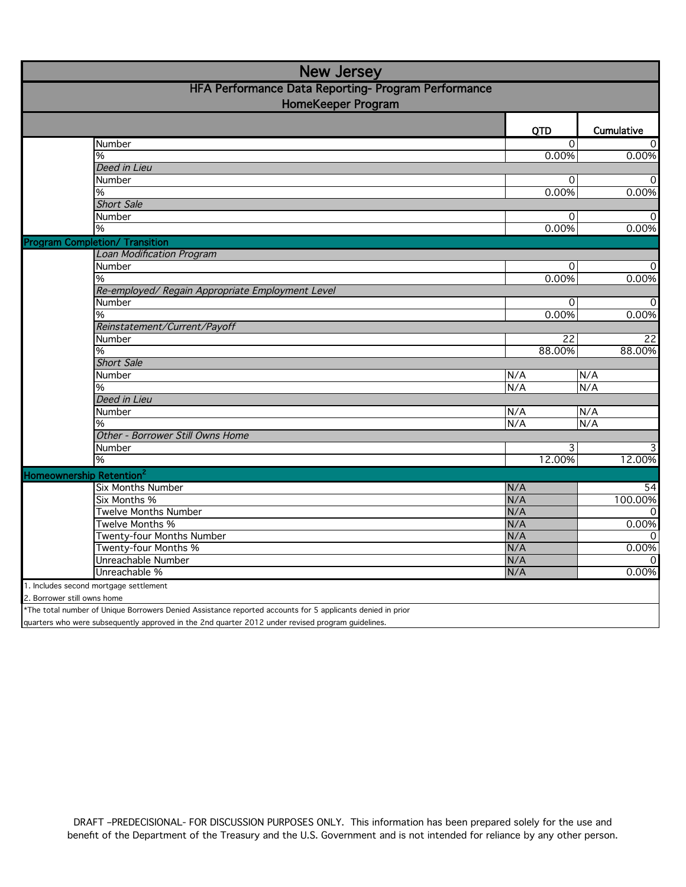# New Jersey

## HFA Performance Data Reporting- Program Performance

### HomeKeeper Program

| | | QTD | Cumulative |
|---|---|---|---|
| | Number | 0 | 0 |
| | % | 0.00% | 0.00% |
| | *Deed in Lieu* | | |
| | Number | 0 | 0 |
| | % | 0.00% | 0.00% |
| | *Short Sale* | | |
| | Number | 0 | 0 |
| | % | 0.00% | 0.00% |
| **Program Completion/ Transition** | | | |
| | *Loan Modification Program* | | |
| | Number | 0 | 0 |
| | % | 0.00% | 0.00% |
| | *Re-employed/ Regain Appropriate Employment Level* | | |
| | Number | 0 | 0 |
| | % | 0.00% | 0.00% |
| | *Reinstatement/Current/Payoff* | | |
| | Number | 22 | 22 |
| | % | 88.00% | 88.00% |
| | *Short Sale* | | |
| | Number | N/A | N/A |
| | % | N/A | N/A |
| | *Deed in Lieu* | | |
| | Number | N/A | N/A |
| | % | N/A | N/A |
| | *Other - Borrower Still Owns Home* | | |
| | Number | 3 | 3 |
| | % | 12.00% | 12.00% |
| **Homeownership Retention[2]** | | | |
| | Six Months Number | N/A | 54 |
| | Six Months % | N/A | 100.00% |
| | Twelve Months Number | N/A | 0 |
| | Twelve Months % | N/A | 0.00% |
| | Twenty-four Months Number | N/A | 0 |
| | Twenty-four Months % | N/A | 0.00% |
| | Unreachable Number | N/A | 0 |
| | Unreachable % | N/A | 0.00% |

1. Includes second mortgage settlement

2. Borrower still owns home

*The total number of Unique Borrowers Denied Assistance reported accounts for 5 applicants denied in prior quarters who were subsequently approved in the 2nd quarter 2012 under revised program guidelines.

DRAFT –PREDECISIONAL- FOR DISCUSSION PURPOSES ONLY. This information has been prepared solely for the use and benefit of the Department of the Treasury and the U.S. Government and is not intended for reliance by any other person.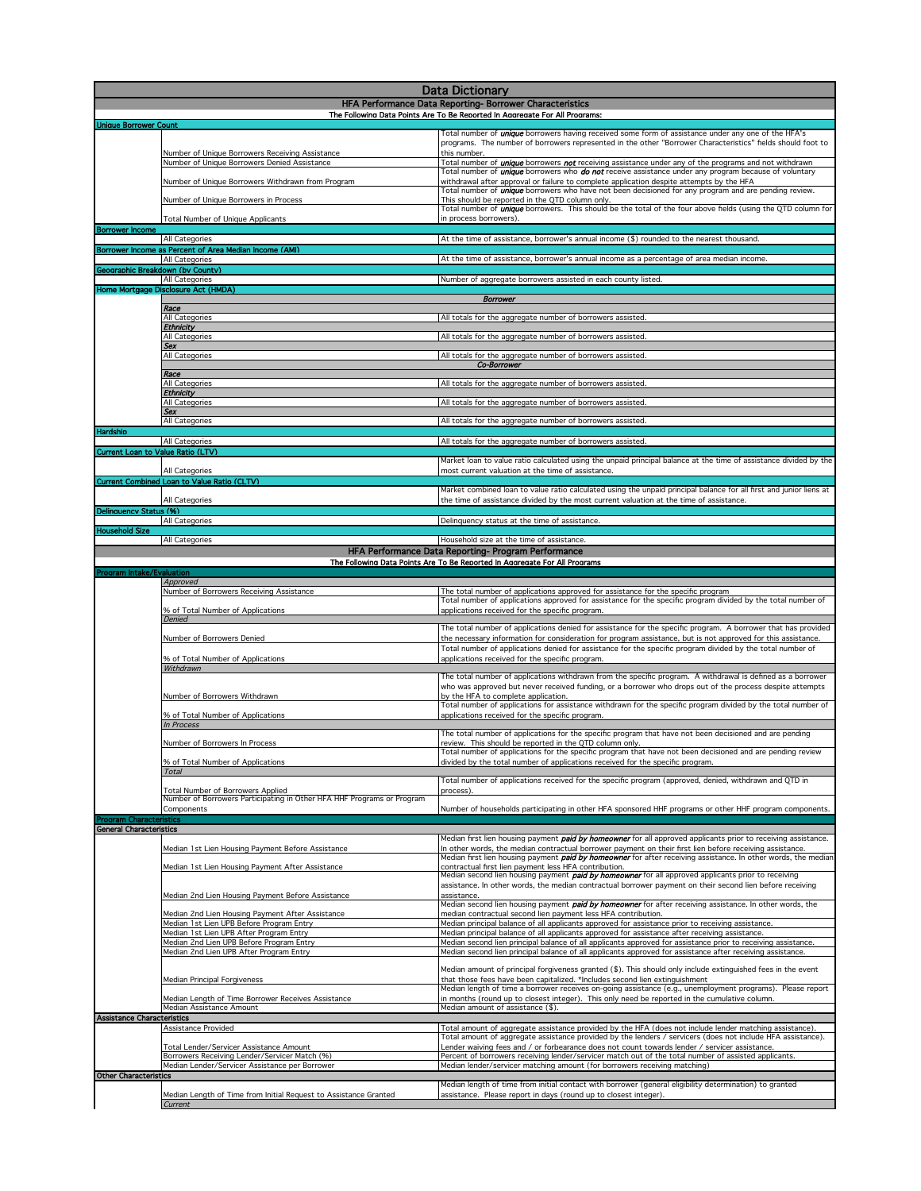# Data Dictionary

## HFA Performance Data Reporting- Borrower Characteristics

**The Following Data Points Are To Be Reported In Aggregate For All Programs:**

| Category | Field | Definition |
|---|---|---|
| **Unique Borrower Count** | | |
| | Number of Unique Borrowers Receiving Assistance | Total number of ***unique*** borrowers having received some form of assistance under any one of the HFA's programs. The number of borrowers represented in the other "Borrower Characteristics" fields should foot to this number. |
| | Number of Unique Borrowers Denied Assistance | Total number of ***unique*** borrowers ***not*** receiving assistance under any of the programs and not withdrawn |
| | Number of Unique Borrowers Withdrawn from Program | Total number of ***unique*** borrowers who ***do not*** receive assistance under any program because of voluntary withdrawal after approval or failure to complete application despite attempts by the HFA |
| | Number of Unique Borrowers in Process | Total number of ***unique*** borrowers who have not been decisioned for any program and are pending review. This should be reported in the QTD column only. |
| | Total Number of Unique Applicants | Total number of ***unique*** borrowers. This should be the total of the four above fields (using the QTD column for in process borrowers). |
| **Borrower Income** | | |
| | All Categories | At the time of assistance, borrower's annual income ($) rounded to the nearest thousand. |
| **Borrower Income as Percent of Area Median Income (AMI)** | | |
| | All Categories | At the time of assistance, borrower's annual income as a percentage of area median income. |
| **Geographic Breakdown (by County)** | | |
| | All Categories | Number of aggregate borrowers assisted in each county listed. |
| **Home Mortgage Disclosure Act (HMDA)** | | |
| | | ***Borrower*** |
| | *Race* | |
| | All Categories | All totals for the aggregate number of borrowers assisted. |
| | *Ethnicity* | |
| | All Categories | All totals for the aggregate number of borrowers assisted. |
| | *Sex* | |
| | All Categories | All totals for the aggregate number of borrowers assisted. |
| | | ***Co-Borrower*** |
| | *Race* | |
| | All Categories | All totals for the aggregate number of borrowers assisted. |
| | *Ethnicity* | |
| | All Categories | All totals for the aggregate number of borrowers assisted. |
| | *Sex* | |
| | All Categories | All totals for the aggregate number of borrowers assisted. |
| **Hardship** | | |
| | All Categories | All totals for the aggregate number of borrowers assisted. |
| **Current Loan to Value Ratio (LTV)** | | |
| | All Categories | Market loan to value ratio calculated using the unpaid principal balance at the time of assistance divided by the most current valuation at the time of assistance. |
| **Current Combined Loan to Value Ratio (CLTV)** | | |
| | All Categories | Market combined loan to value ratio calculated using the unpaid principal balance for all first and junior liens at the time of assistance divided by the most current valuation at the time of assistance. |
| **Delinquency Status (%)** | | |
| | All Categories | Delinquency status at the time of assistance. |
| **Household Size** | | |
| | All Categories | Household size at the time of assistance. |

## HFA Performance Data Reporting- Program Performance

**The Following Data Points Are To Be Reported In Aggregate For All Programs**

| Category | Field | Definition |
|---|---|---|
| **Program Intake/Evaluation** | | |
| | *Approved* | |
| | Number of Borrowers Receiving Assistance | The total number of applications approved for assistance for the specific program |
| | % of Total Number of Applications | Total number of applications approved for assistance for the specific program divided by the total number of applications received for the specific program. |
| | *Denied* | |
| | Number of Borrowers Denied | The total number of applications denied for assistance for the specific program. A borrower that has provided the necessary information for consideration for program assistance, but is not approved for this assistance. |
| | % of Total Number of Applications | Total number of applications denied for assistance for the specific program divided by the total number of applications received for the specific program. |
| | *Withdrawn* | |
| | Number of Borrowers Withdrawn | The total number of applications withdrawn from the specific program. A withdrawal is defined as a borrower who was approved but never received funding, or a borrower who drops out of the process despite attempts by the HFA to complete application. |
| | % of Total Number of Applications | Total number of applications for assistance withdrawn for the specific program divided by the total number of applications received for the specific program. |
| | *In Process* | |
| | Number of Borrowers In Process | The total number of applications for the specific program that have not been decisioned and are pending review. This should be reported in the QTD column only. |
| | % of Total Number of Applications | Total number of applications for the specific program that have not been decisioned and are pending review divided by the total number of applications received for the specific program. |
| | *Total* | |
| | Total Number of Borrowers Applied | Total number of applications received for the specific program (approved, denied, withdrawn and QTD in process). |
| | Number of Borrowers Participating in Other HFA HHF Programs or Program Components | Number of households participating in other HFA sponsored HHF programs or other HHF program components. |
| **Program Characteristics** | | |
| **General Characteristics** | | |
| | Median 1st Lien Housing Payment Before Assistance | Median first lien housing payment ***paid by homeowner*** for all approved applicants prior to receiving assistance. In other words, the median contractual borrower payment on their first lien before receiving assistance. |
| | Median 1st Lien Housing Payment After Assistance | Median first lien housing payment ***paid by homeowner*** for after receiving assistance. In other words, the median contractual first lien payment less HFA contribution. |
| | Median 2nd Lien Housing Payment Before Assistance | Median second lien housing payment ***paid by homeowner*** for all approved applicants prior to receiving assistance. In other words, the median contractual borrower payment on their second lien before receiving assistance. |
| | Median 2nd Lien Housing Payment After Assistance | Median second lien housing payment ***paid by homeowner*** for after receiving assistance. In other words, the median contractual second lien payment less HFA contribution. |
| | Median 1st Lien UPB Before Program Entry | Median principal balance of all applicants approved for assistance prior to receiving assistance. |
| | Median 1st Lien UPB After Program Entry | Median principal balance of all applicants approved for assistance after receiving assistance. |
| | Median 2nd Lien UPB Before Program Entry | Median second lien principal balance of all applicants approved for assistance prior to receiving assistance. |
| | Median 2nd Lien UPB After Program Entry | Median second lien principal balance of all applicants approved for assistance after receiving assistance. |
| | Median Principal Forgiveness | Median amount of principal forgiveness granted ($). This should only include extinguished fees in the event that those fees have been capitalized. *Includes second lien extinguishment |
| | Median Length of Time Borrower Receives Assistance | Median length of time a borrower receives on-going assistance (e.g., unemployment programs). Please report in months (round up to closest integer). This only need be reported in the cumulative column. |
| | Median Assistance Amount | Median amount of assistance ($). |
| **Assistance Characteristics** | | |
| | Assistance Provided | Total amount of aggregate assistance provided by the HFA (does not include lender matching assistance). |
| | Total Lender/Servicer Assistance Amount | Total amount of aggregate assistance provided by the lenders / servicers (does not include HFA assistance). Lender waiving fees and / or forbearance does not count towards lender / servicer assistance. |
| | Borrowers Receiving Lender/Servicer Match (%) | Percent of borrowers receiving lender/servicer match out of the total number of assisted applicants. |
| | Median Lender/Servicer Assistance per Borrower | Median lender/servicer matching amount (for borrowers receiving matching) |
| **Other Characteristics** | | |
| | Median Length of Time from Initial Request to Assistance Granted | Median length of time from initial contact with borrower (general eligibility determination) to granted assistance. Please report in days (round up to closest integer). |
| | *Current* | |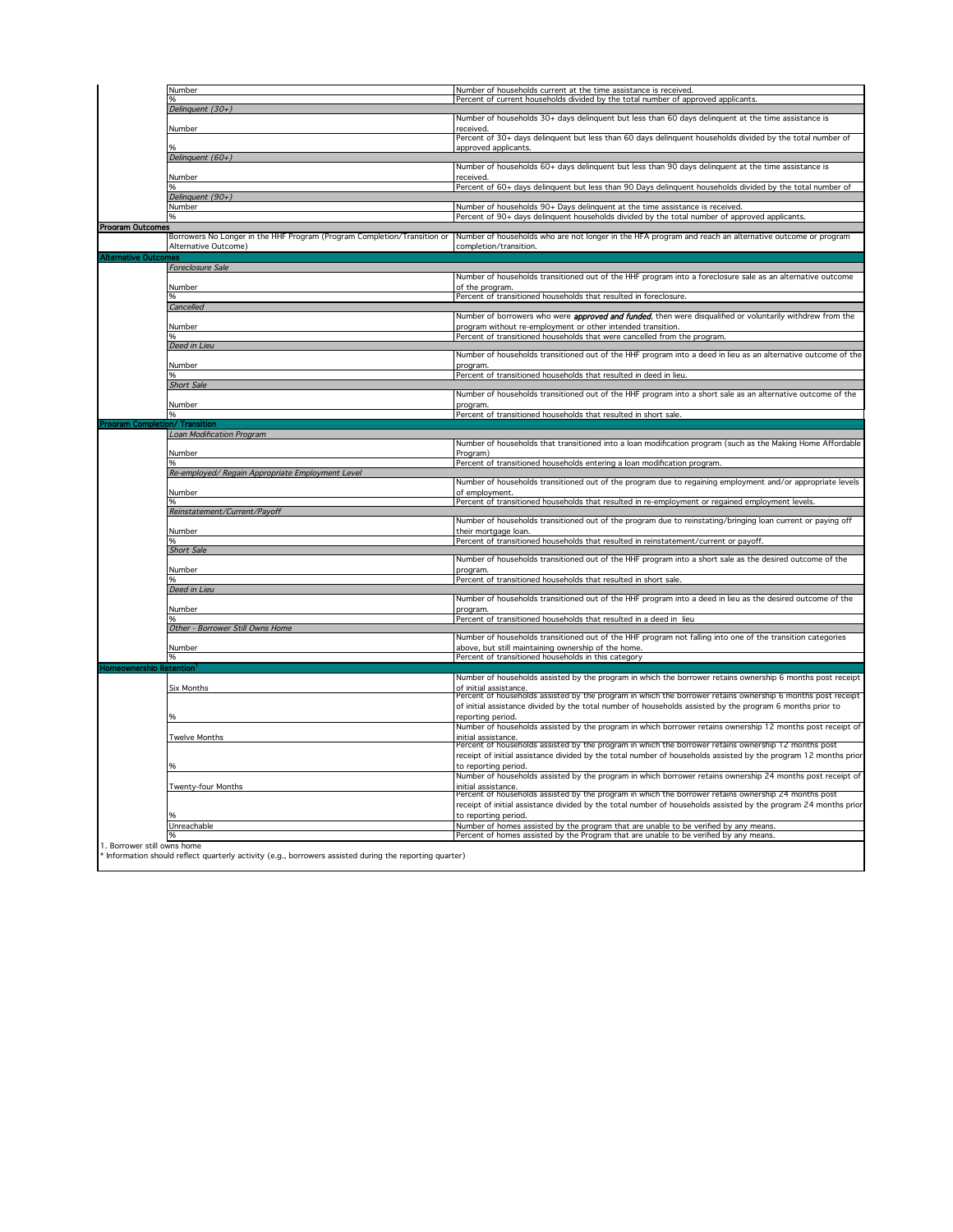| | | |
|---|---|---|
| | Number | Number of households current at the time assistance is received. |
| | % | Percent of current households divided by the total number of approved applicants. |
| | *Delinquent (30+)* | |
| | Number | Number of households 30+ days delinquent but less than 60 days delinquent at the time assistance is received. |
| | % | Percent of 30+ days delinquent but less than 60 days delinquent households divided by the total number of approved applicants. |
| | *Delinquent (60+)* | |
| | Number | Number of households 60+ days delinquent but less than 90 days delinquent at the time assistance is received. |
| | % | Percent of 60+ days delinquent but less than 90 Days delinquent households divided by the total number of |
| | *Delinquent (90+)* | |
| | Number | Number of households 90+ Days delinquent at the time assistance is received. |
| | % | Percent of 90+ days delinquent households divided by the total number of approved applicants. |
| **Program Outcomes** | | |
| | Borrowers No Longer in the HHF Program (Program Completion/Transition or Alternative Outcome) | Number of households who are not longer in the HFA program and reach an alternative outcome or program completion/transition. |
| **Alternative Outcomes** | | |
| | *Foreclosure Sale* | |
| | Number | Number of households transitioned out of the HHF program into a foreclosure sale as an alternative outcome of the program. |
| | % | Percent of transitioned households that resulted in foreclosure. |
| | *Cancelled* | |
| | Number | Number of borrowers who were ***approved and funded***, then were disqualified or voluntarily withdrew from the program without re-employment or other intended transition. |
| | % | Percent of transitioned households that were cancelled from the program. |
| | *Deed in Lieu* | |
| | Number | Number of households transitioned out of the HHF program into a deed in lieu as an alternative outcome of the program. |
| | % | Percent of transitioned households that resulted in deed in lieu. |
| | *Short Sale* | |
| | Number | Number of households transitioned out of the HHF program into a short sale as an alternative outcome of the program. |
| | % | Percent of transitioned households that resulted in short sale. |
| **Program Completion/ Transition** | | |
| | *Loan Modification Program* | |
| | Number | Number of households that transitioned into a loan modification program (such as the Making Home Affordable Program) |
| | % | Percent of transitioned households entering a loan modification program. |
| | *Re-employed/ Regain Appropriate Employment Level* | |
| | Number | Number of households transitioned out of the program due to regaining employment and/or appropriate levels of employment. |
| | % | Percent of transitioned households that resulted in re-employment or regained employment levels. |
| | *Reinstatement/Current/Payoff* | |
| | Number | Number of households transitioned out of the program due to reinstating/bringing loan current or paying off their mortgage loan. |
| | % | Percent of transitioned households that resulted in reinstatement/current or payoff. |
| | *Short Sale* | |
| | Number | Number of households transitioned out of the HHF program into a short sale as the desired outcome of the program. |
| | % | Percent of transitioned households that resulted in short sale. |
| | *Deed in Lieu* | |
| | Number | Number of households transitioned out of the HHF program into a deed in lieu as the desired outcome of the program. |
| | % | Percent of transitioned households that resulted in a deed in lieu |
| | *Other - Borrower Still Owns Home* | |
| | Number | Number of households transitioned out of the HHF program not falling into one of the transition categories above, but still maintaining ownership of the home. |
| | % | Percent of transitioned households in this category |
| **Homeownership Retention[1]** | | |
| | Six Months | Number of households assisted by the program in which the borrower retains ownership 6 months post receipt of initial assistance. |
| | % | Percent of households assisted by the program in which the borrower retains ownership 6 months post receipt of initial assistance divided by the total number of households assisted by the program 6 months prior to reporting period. |
| | Twelve Months | Number of households assisted by the program in which borrower retains ownership 12 months post receipt of initial assistance. |
| | % | Percent of households assisted by the program in which the borrower retains ownership 12 months post receipt of initial assistance divided by the total number of households assisted by the program 12 months prior to reporting period. |
| | Twenty-four Months | Number of households assisted by the program in which borrower retains ownership 24 months post receipt of initial assistance. |
| | % | Percent of households assisted by the program in which the borrower retains ownership 24 months post receipt of initial assistance divided by the total number of households assisted by the program 24 months prior to reporting period. |
| | Unreachable | Number of homes assisted by the program that are unable to be verified by any means. |
| | % | Percent of homes assisted by the Program that are unable to be verified by any means. |

1. Borrower still owns home

* Information should reflect quarterly activity (e.g., borrowers assisted during the reporting quarter)